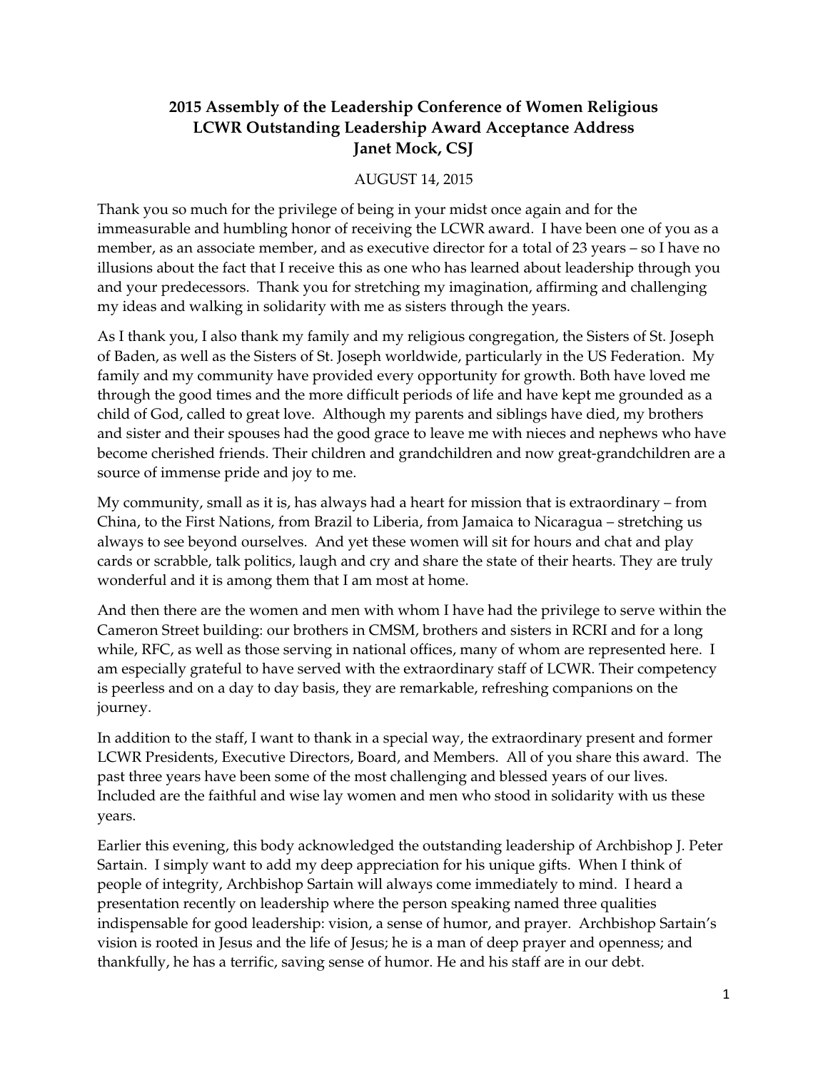# 2015 Assembly of the Leadership Conference of Women Religious
# LCWR Outstanding Leadership Award Acceptance Address
# Janet Mock, CSJ

AUGUST 14, 2015

Thank you so much for the privilege of being in your midst once again and for the immeasurable and humbling honor of receiving the LCWR award. I have been one of you as a member, as an associate member, and as executive director for a total of 23 years – so I have no illusions about the fact that I receive this as one who has learned about leadership through you and your predecessors. Thank you for stretching my imagination, affirming and challenging my ideas and walking in solidarity with me as sisters through the years.

As I thank you, I also thank my family and my religious congregation, the Sisters of St. Joseph of Baden, as well as the Sisters of St. Joseph worldwide, particularly in the US Federation. My family and my community have provided every opportunity for growth. Both have loved me through the good times and the more difficult periods of life and have kept me grounded as a child of God, called to great love. Although my parents and siblings have died, my brothers and sister and their spouses had the good grace to leave me with nieces and nephews who have become cherished friends. Their children and grandchildren and now great-grandchildren are a source of immense pride and joy to me.

My community, small as it is, has always had a heart for mission that is extraordinary – from China, to the First Nations, from Brazil to Liberia, from Jamaica to Nicaragua – stretching us always to see beyond ourselves. And yet these women will sit for hours and chat and play cards or scrabble, talk politics, laugh and cry and share the state of their hearts. They are truly wonderful and it is among them that I am most at home.

And then there are the women and men with whom I have had the privilege to serve within the Cameron Street building: our brothers in CMSM, brothers and sisters in RCRI and for a long while, RFC, as well as those serving in national offices, many of whom are represented here. I am especially grateful to have served with the extraordinary staff of LCWR. Their competency is peerless and on a day to day basis, they are remarkable, refreshing companions on the journey.

In addition to the staff, I want to thank in a special way, the extraordinary present and former LCWR Presidents, Executive Directors, Board, and Members. All of you share this award. The past three years have been some of the most challenging and blessed years of our lives. Included are the faithful and wise lay women and men who stood in solidarity with us these years.

Earlier this evening, this body acknowledged the outstanding leadership of Archbishop J. Peter Sartain. I simply want to add my deep appreciation for his unique gifts. When I think of people of integrity, Archbishop Sartain will always come immediately to mind. I heard a presentation recently on leadership where the person speaking named three qualities indispensable for good leadership: vision, a sense of humor, and prayer. Archbishop Sartain's vision is rooted in Jesus and the life of Jesus; he is a man of deep prayer and openness; and thankfully, he has a terrific, saving sense of humor. He and his staff are in our debt.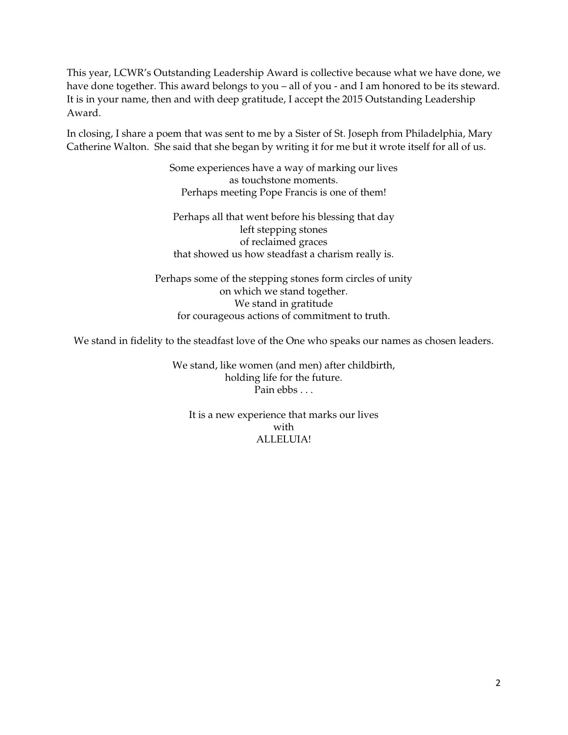This year, LCWR's Outstanding Leadership Award is collective because what we have done, we have done together. This award belongs to you – all of you - and I am honored to be its steward. It is in your name, then and with deep gratitude, I accept the 2015 Outstanding Leadership Award.

In closing, I share a poem that was sent to me by a Sister of St. Joseph from Philadelphia, Mary Catherine Walton. She said that she began by writing it for me but it wrote itself for all of us.

Some experiences have a way of marking our lives  
as touchstone moments.  
Perhaps meeting Pope Francis is one of them!

Perhaps all that went before his blessing that day  
left stepping stones  
of reclaimed graces  
that showed us how steadfast a charism really is.

Perhaps some of the stepping stones form circles of unity  
on which we stand together.  
We stand in gratitude  
for courageous actions of commitment to truth.

We stand in fidelity to the steadfast love of the One who speaks our names as chosen leaders.

We stand, like women (and men) after childbirth,  
holding life for the future.  
Pain ebbs . . .

It is a new experience that marks our lives  
with  
ALLELUIA!